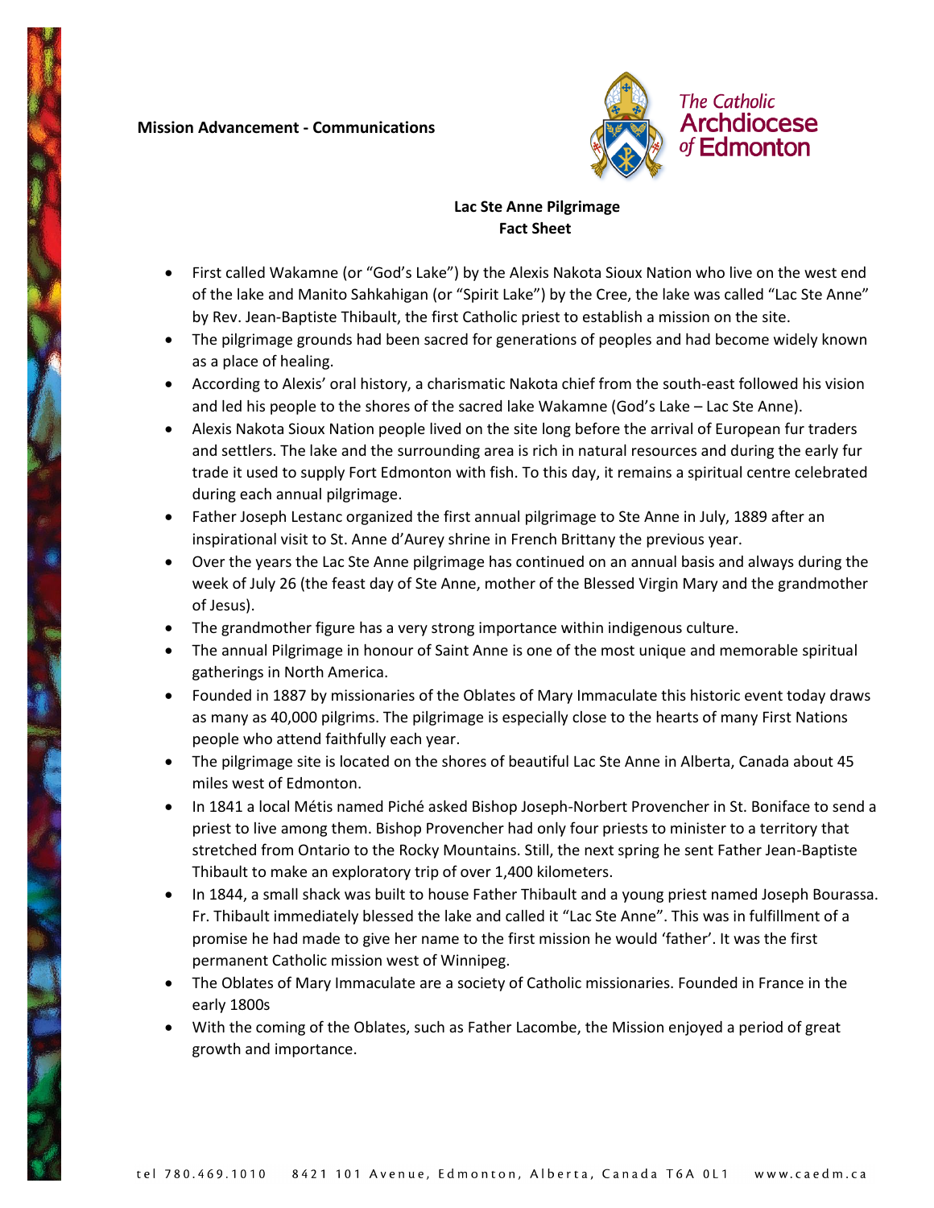**Mission Advancement - Communications**

The Catholic Archdiocese of Edmonton

**Lac Ste Anne Pilgrimage**
**Fact Sheet**

- First called Wakamne (or "God's Lake") by the Alexis Nakota Sioux Nation who live on the west end of the lake and Manito Sahkahigan (or "Spirit Lake") by the Cree, the lake was called "Lac Ste Anne" by Rev. Jean-Baptiste Thibault, the first Catholic priest to establish a mission on the site.
- The pilgrimage grounds had been sacred for generations of peoples and had become widely known as a place of healing.
- According to Alexis' oral history, a charismatic Nakota chief from the south-east followed his vision and led his people to the shores of the sacred lake Wakamne (God's Lake – Lac Ste Anne).
- Alexis Nakota Sioux Nation people lived on the site long before the arrival of European fur traders and settlers. The lake and the surrounding area is rich in natural resources and during the early fur trade it used to supply Fort Edmonton with fish. To this day, it remains a spiritual centre celebrated during each annual pilgrimage.
- Father Joseph Lestanc organized the first annual pilgrimage to Ste Anne in July, 1889 after an inspirational visit to St. Anne d'Aurey shrine in French Brittany the previous year.
- Over the years the Lac Ste Anne pilgrimage has continued on an annual basis and always during the week of July 26 (the feast day of Ste Anne, mother of the Blessed Virgin Mary and the grandmother of Jesus).
- The grandmother figure has a very strong importance within indigenous culture.
- The annual Pilgrimage in honour of Saint Anne is one of the most unique and memorable spiritual gatherings in North America.
- Founded in 1887 by missionaries of the Oblates of Mary Immaculate this historic event today draws as many as 40,000 pilgrims. The pilgrimage is especially close to the hearts of many First Nations people who attend faithfully each year.
- The pilgrimage site is located on the shores of beautiful Lac Ste Anne in Alberta, Canada about 45 miles west of Edmonton.
- In 1841 a local Métis named Piché asked Bishop Joseph-Norbert Provencher in St. Boniface to send a priest to live among them. Bishop Provencher had only four priests to minister to a territory that stretched from Ontario to the Rocky Mountains. Still, the next spring he sent Father Jean-Baptiste Thibault to make an exploratory trip of over 1,400 kilometers.
- In 1844, a small shack was built to house Father Thibault and a young priest named Joseph Bourassa. Fr. Thibault immediately blessed the lake and called it "Lac Ste Anne". This was in fulfillment of a promise he had made to give her name to the first mission he would 'father'. It was the first permanent Catholic mission west of Winnipeg.
- The Oblates of Mary Immaculate are a society of Catholic missionaries. Founded in France in the early 1800s
- With the coming of the Oblates, such as Father Lacombe, the Mission enjoyed a period of great growth and importance.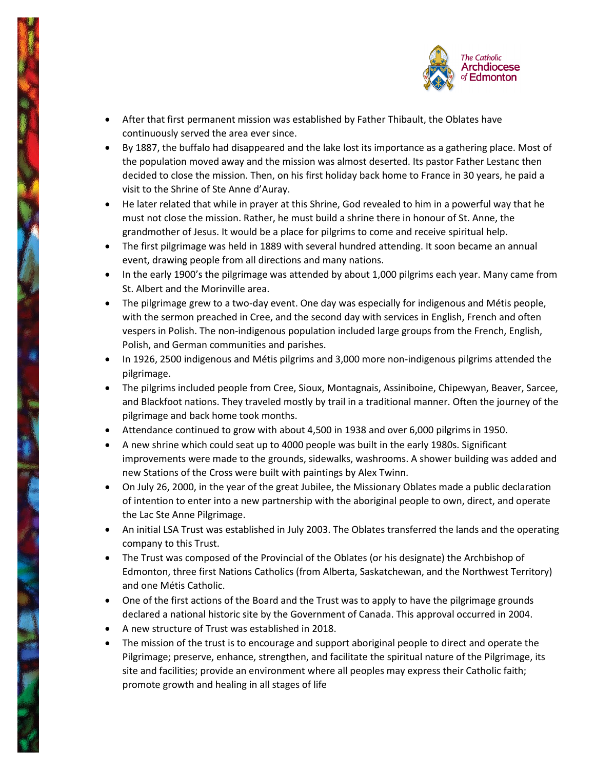- After that first permanent mission was established by Father Thibault, the Oblates have continuously served the area ever since.
- By 1887, the buffalo had disappeared and the lake lost its importance as a gathering place. Most of the population moved away and the mission was almost deserted. Its pastor Father Lestanc then decided to close the mission. Then, on his first holiday back home to France in 30 years, he paid a visit to the Shrine of Ste Anne d'Auray.
- He later related that while in prayer at this Shrine, God revealed to him in a powerful way that he must not close the mission. Rather, he must build a shrine there in honour of St. Anne, the grandmother of Jesus. It would be a place for pilgrims to come and receive spiritual help.
- The first pilgrimage was held in 1889 with several hundred attending. It soon became an annual event, drawing people from all directions and many nations.
- In the early 1900's the pilgrimage was attended by about 1,000 pilgrims each year. Many came from St. Albert and the Morinville area.
- The pilgrimage grew to a two-day event. One day was especially for indigenous and Métis people, with the sermon preached in Cree, and the second day with services in English, French and often vespers in Polish. The non-indigenous population included large groups from the French, English, Polish, and German communities and parishes.
- In 1926, 2500 indigenous and Métis pilgrims and 3,000 more non-indigenous pilgrims attended the pilgrimage.
- The pilgrims included people from Cree, Sioux, Montagnais, Assiniboine, Chipewyan, Beaver, Sarcee, and Blackfoot nations. They traveled mostly by trail in a traditional manner. Often the journey of the pilgrimage and back home took months.
- Attendance continued to grow with about 4,500 in 1938 and over 6,000 pilgrims in 1950.
- A new shrine which could seat up to 4000 people was built in the early 1980s. Significant improvements were made to the grounds, sidewalks, washrooms. A shower building was added and new Stations of the Cross were built with paintings by Alex Twinn.
- On July 26, 2000, in the year of the great Jubilee, the Missionary Oblates made a public declaration of intention to enter into a new partnership with the aboriginal people to own, direct, and operate the Lac Ste Anne Pilgrimage.
- An initial LSA Trust was established in July 2003. The Oblates transferred the lands and the operating company to this Trust.
- The Trust was composed of the Provincial of the Oblates (or his designate) the Archbishop of Edmonton, three first Nations Catholics (from Alberta, Saskatchewan, and the Northwest Territory) and one Métis Catholic.
- One of the first actions of the Board and the Trust was to apply to have the pilgrimage grounds declared a national historic site by the Government of Canada. This approval occurred in 2004.
- A new structure of Trust was established in 2018.
- The mission of the trust is to encourage and support aboriginal people to direct and operate the Pilgrimage; preserve, enhance, strengthen, and facilitate the spiritual nature of the Pilgrimage, its site and facilities; provide an environment where all peoples may express their Catholic faith; promote growth and healing in all stages of life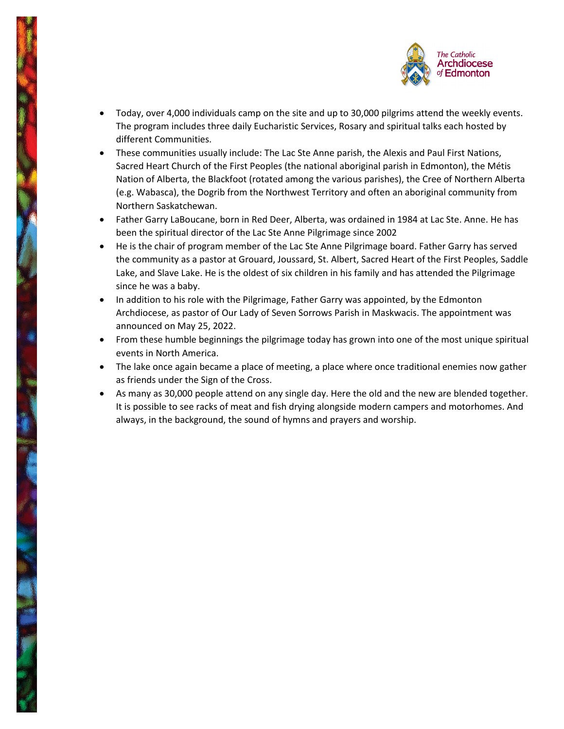- Today, over 4,000 individuals camp on the site and up to 30,000 pilgrims attend the weekly events. The program includes three daily Eucharistic Services, Rosary and spiritual talks each hosted by different Communities.
- These communities usually include: The Lac Ste Anne parish, the Alexis and Paul First Nations, Sacred Heart Church of the First Peoples (the national aboriginal parish in Edmonton), the Métis Nation of Alberta, the Blackfoot (rotated among the various parishes), the Cree of Northern Alberta (e.g. Wabasca), the Dogrib from the Northwest Territory and often an aboriginal community from Northern Saskatchewan.
- Father Garry LaBoucane, born in Red Deer, Alberta, was ordained in 1984 at Lac Ste. Anne. He has been the spiritual director of the Lac Ste Anne Pilgrimage since 2002
- He is the chair of program member of the Lac Ste Anne Pilgrimage board. Father Garry has served the community as a pastor at Grouard, Joussard, St. Albert, Sacred Heart of the First Peoples, Saddle Lake, and Slave Lake. He is the oldest of six children in his family and has attended the Pilgrimage since he was a baby.
- In addition to his role with the Pilgrimage, Father Garry was appointed, by the Edmonton Archdiocese, as pastor of Our Lady of Seven Sorrows Parish in Maskwacis. The appointment was announced on May 25, 2022.
- From these humble beginnings the pilgrimage today has grown into one of the most unique spiritual events in North America.
- The lake once again became a place of meeting, a place where once traditional enemies now gather as friends under the Sign of the Cross.
- As many as 30,000 people attend on any single day. Here the old and the new are blended together. It is possible to see racks of meat and fish drying alongside modern campers and motorhomes. And always, in the background, the sound of hymns and prayers and worship.